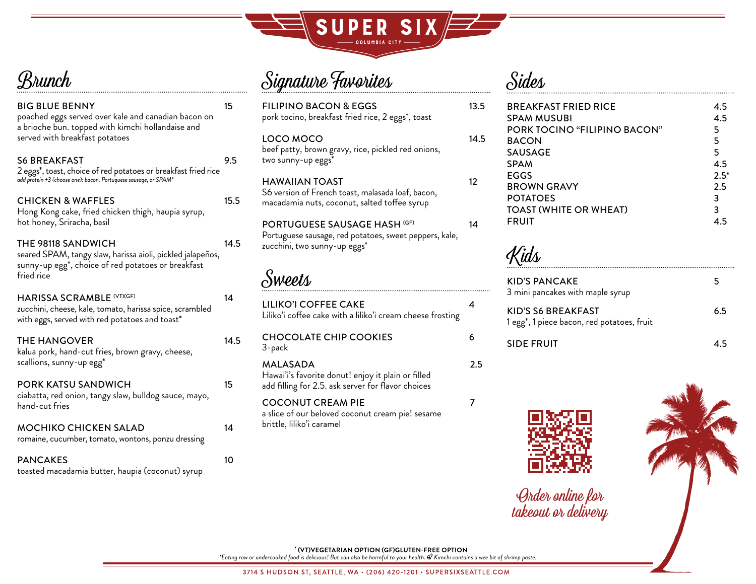# SUPER SIX

COLUMBIA CITY

## Brunch

**BIG BLUE BENNY** — 15
poached eggs served over kale and canadian bacon on a brioche bun. topped with kimchi hollandaise and served with breakfast potatoes

**S6 BREAKFAST** — 9.5
2 eggs*, toast, choice of red potatoes or breakfast fried rice
*add protein +3 (choose one): bacon, Portuguese sausage, or SPAM**

**CHICKEN & WAFFLES** — 15.5
Hong Kong cake, fried chicken thigh, haupia syrup, hot honey, Sriracha, basil

**THE 98118 SANDWICH** — 14.5
seared SPAM, tangy slaw, harissa aioli, pickled jalapeños, sunny-up egg*, choice of red potatoes or breakfast fried rice

**HARISSA SCRAMBLE (VT)(GF)** — 14
zucchini, cheese, kale, tomato, harissa spice, scrambled with eggs, served with red potatoes and toast*

**THE HANGOVER** — 14.5
kalua pork, hand-cut fries, brown gravy, cheese, scallions, sunny-up egg*

**PORK KATSU SANDWICH** — 15
ciabatta, red onion, tangy slaw, bulldog sauce, mayo, hand-cut fries

**MOCHIKO CHICKEN SALAD** — 14
romaine, cucumber, tomato, wontons, ponzu dressing

**PANCAKES** — 10
toasted macadamia butter, haupia (coconut) syrup

## Signature Favorites

**FILIPINO BACON & EGGS** — 13.5
pork tocino, breakfast fried rice, 2 eggs*, toast

**LOCO MOCO** — 14.5
beef patty, brown gravy, rice, pickled red onions, two sunny-up eggs*

**HAWAIIAN TOAST** — 12
S6 version of French toast, malasada loaf, bacon, macadamia nuts, coconut, salted toffee syrup

**PORTUGUESE SAUSAGE HASH (GF)** — 14
Portuguese sausage, red potatoes, sweet peppers, kale, zucchini, two sunny-up eggs*

## Sweets

**LILIKO'I COFFEE CAKE** — 4
Liliko'i coffee cake with a liliko'i cream cheese frosting

**CHOCOLATE CHIP COOKIES** — 6
3-pack

**MALASADA** — 2.5
Hawai'i's favorite donut! enjoy it plain or filled
add filling for 2.5. ask server for flavor choices

**COCONUT CREAM PIE** — 7
a slice of our beloved coconut cream pie! sesame brittle, liliko'i caramel

## Sides

| Item | Price |
|---|---|
| BREAKFAST FRIED RICE | 4.5 |
| SPAM MUSUBI | 4.5 |
| PORK TOCINO "FILIPINO BACON" | 5 |
| BACON | 5 |
| SAUSAGE | 5 |
| SPAM | 4.5 |
| EGGS | 2.5* |
| BROWN GRAVY | 2.5 |
| POTATOES | 3 |
| TOAST (WHITE OR WHEAT) | 3 |
| FRUIT | 4.5 |

## Kids

**KID'S PANCAKE** — 5
3 mini pancakes with maple syrup

**KID'S S6 BREAKFAST** — 6.5
1 egg*, 1 piece bacon, red potatoes, fruit

**SIDE FRUIT** — 4.5

Order online for takeout or delivery

**\* (VT)VEGETARIAN OPTION (GF)GLUTEN-FREE OPTION**

*\*Eating raw or undercooked food is delicious! But can also be harmful to your health. Kimchi contains a wee bit of shrimp paste.*

3714 S HUDSON ST, SEATTLE, WA • (206) 420-1201 • SUPERSIXSEATTLE.COM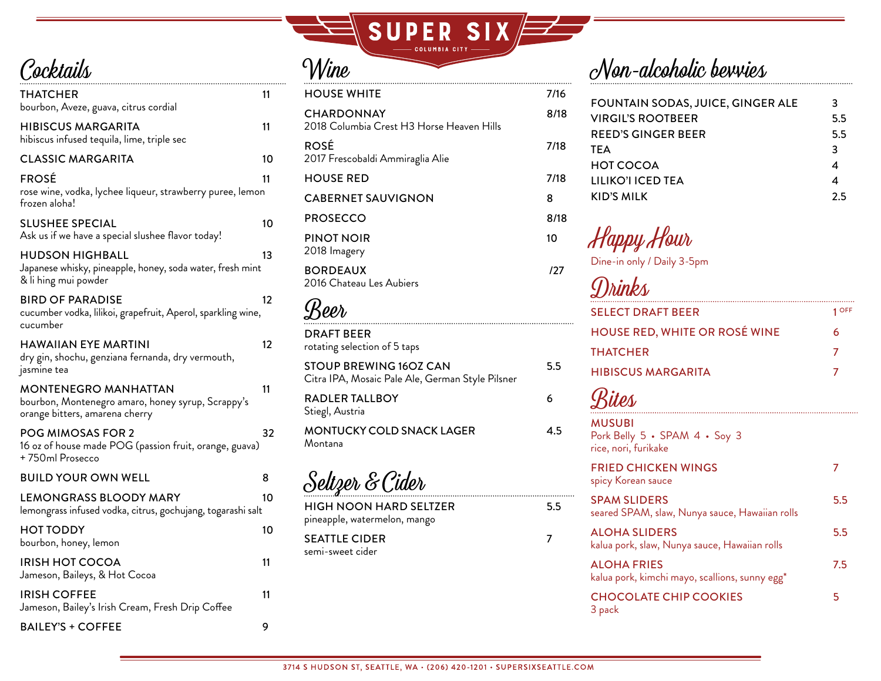# SUPER SIX

COLUMBIA CITY

## Cocktails

**THATCHER** — 11
bourbon, Aveze, guava, citrus cordial

**HIBISCUS MARGARITA** — 11
hibiscus infused tequila, lime, triple sec

**CLASSIC MARGARITA** — 10

**FROSÉ** — 11
rose wine, vodka, lychee liqueur, strawberry puree, lemon
frozen aloha!

**SLUSHEE SPECIAL** — 10
Ask us if we have a special slushee flavor today!

**HUDSON HIGHBALL** — 13
Japanese whisky, pineapple, honey, soda water, fresh mint & li hing mui powder

**BIRD OF PARADISE** — 12
cucumber vodka, lilikoi, grapefruit, Aperol, sparkling wine, cucumber

**HAWAIIAN EYE MARTINI** — 12
dry gin, shochu, genziana fernanda, dry vermouth, jasmine tea

**MONTENEGRO MANHATTAN** — 11
bourbon, Montenegro amaro, honey syrup, Scrappy's orange bitters, amarena cherry

**POG MIMOSAS FOR 2** — 32
16 oz of house made POG (passion fruit, orange, guava) + 750ml Prosecco

**BUILD YOUR OWN WELL** — 8

**LEMONGRASS BLOODY MARY** — 10
lemongrass infused vodka, citrus, gochujang, togarashi salt

**HOT TODDY** — 10
bourbon, honey, lemon

**IRISH HOT COCOA** — 11
Jameson, Baileys, & Hot Cocoa

**IRISH COFFEE** — 11
Jameson, Bailey's Irish Cream, Fresh Drip Coffee

**BAILEY'S + COFFEE** — 9

## Wine

**HOUSE WHITE** — 7/16

**CHARDONNAY** — 8/18
2018 Columbia Crest H3 Horse Heaven Hills

**ROSÉ** — 7/18
2017 Frescobaldi Ammiraglia Alie

**HOUSE RED** — 7/18

**CABERNET SAUVIGNON** — 8

**PROSECCO** — 8/18

**PINOT NOIR** — 10
2018 Imagery

**BORDEAUX** — /27
2016 Chateau Les Aubiers

## Beer

**DRAFT BEER**
rotating selection of 5 taps

**STOUP BREWING 16OZ CAN** — 5.5
Citra IPA, Mosaic Pale Ale, German Style Pilsner

**RADLER TALLBOY** — 6
Stiegl, Austria

**MONTUCKY COLD SNACK LAGER** — 4.5
Montana

## Seltzer & Cider

**HIGH NOON HARD SELTZER** — 5.5
pineapple, watermelon, mango

**SEATTLE CIDER** — 7
semi-sweet cider

## Non-alcoholic bevvies

| | |
|---|---|
| FOUNTAIN SODAS, JUICE, GINGER ALE | 3 |
| VIRGIL'S ROOTBEER | 5.5 |
| REED'S GINGER BEER | 5.5 |
| TEA | 3 |
| HOT COCOA | 4 |
| LILIKO'I ICED TEA | 4 |
| KID'S MILK | 2.5 |

## Happy Hour

Dine-in only / Daily 3-5pm

### Drinks

| | |
|---|---|
| SELECT DRAFT BEER | 1 OFF |
| HOUSE RED, WHITE OR ROSÉ WINE | 6 |
| THATCHER | 7 |
| HIBISCUS MARGARITA | 7 |

### Bites

**MUSUBI**
Pork Belly 5 • SPAM 4 • Soy 3
rice, nori, furikake

**FRIED CHICKEN WINGS** — 7
spicy Korean sauce

**SPAM SLIDERS** — 5.5
seared SPAM, slaw, Nunya sauce, Hawaiian rolls

**ALOHA SLIDERS** — 5.5
kalua pork, slaw, Nunya sauce, Hawaiian rolls

**ALOHA FRIES** — 7.5
kalua pork, kimchi mayo, scallions, sunny egg*

**CHOCOLATE CHIP COOKIES** — 5
3 pack

3714 S HUDSON ST, SEATTLE, WA • (206) 420-1201 • SUPERSIXSEATTLE.COM